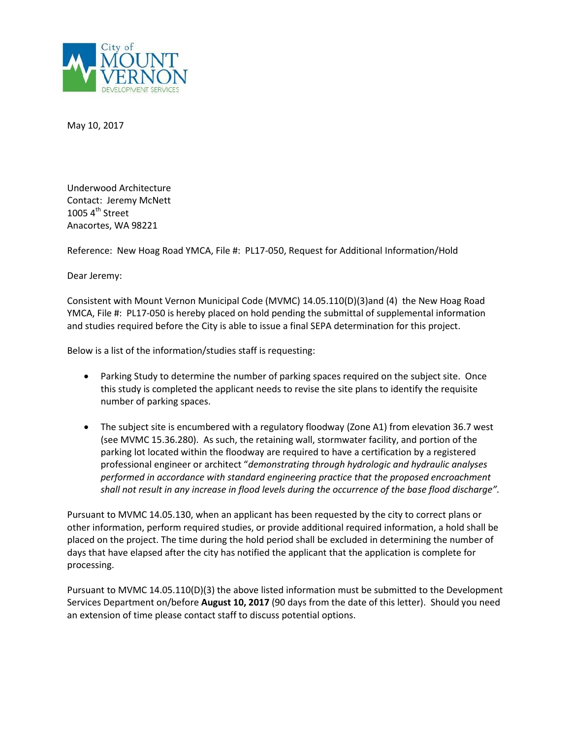City of MOUNT VERNON DEVELOPMENT SERVICES

May 10, 2017

Underwood Architecture  
Contact: Jeremy McNett  
1005 4th Street  
Anacortes, WA 98221

Reference: New Hoag Road YMCA, File #: PL17-050, Request for Additional Information/Hold

Dear Jeremy:

Consistent with Mount Vernon Municipal Code (MVMC) 14.05.110(D)(3)and (4) the New Hoag Road YMCA, File #: PL17-050 is hereby placed on hold pending the submittal of supplemental information and studies required before the City is able to issue a final SEPA determination for this project.

Below is a list of the information/studies staff is requesting:

- Parking Study to determine the number of parking spaces required on the subject site. Once this study is completed the applicant needs to revise the site plans to identify the requisite number of parking spaces.

- The subject site is encumbered with a regulatory floodway (Zone A1) from elevation 36.7 west (see MVMC 15.36.280). As such, the retaining wall, stormwater facility, and portion of the parking lot located within the floodway are required to have a certification by a registered professional engineer or architect "*demonstrating through hydrologic and hydraulic analyses performed in accordance with standard engineering practice that the proposed encroachment shall not result in any increase in flood levels during the occurrence of the base flood discharge".*

Pursuant to MVMC 14.05.130, when an applicant has been requested by the city to correct plans or other information, perform required studies, or provide additional required information, a hold shall be placed on the project. The time during the hold period shall be excluded in determining the number of days that have elapsed after the city has notified the applicant that the application is complete for processing.

Pursuant to MVMC 14.05.110(D)(3) the above listed information must be submitted to the Development Services Department on/before **August 10, 2017** (90 days from the date of this letter). Should you need an extension of time please contact staff to discuss potential options.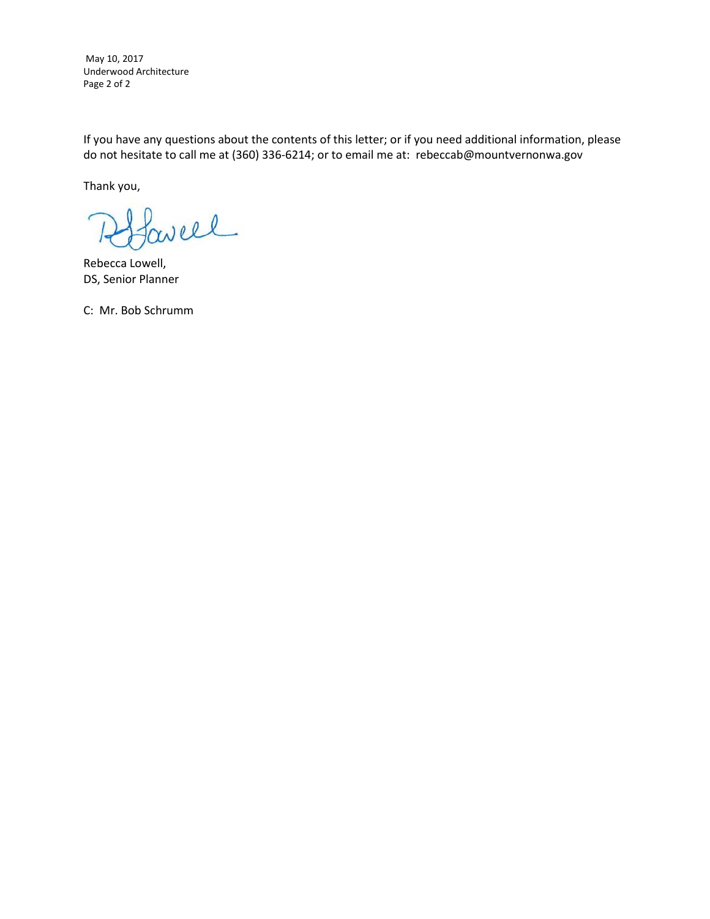If you have any questions about the contents of this letter; or if you need additional information, please do not hesitate to call me at (360) 336-6214; or to email me at: rebeccab@mountvernonwa.gov

Thank you,

Rebecca Lowell,
DS, Senior Planner

C: Mr. Bob Schrumm